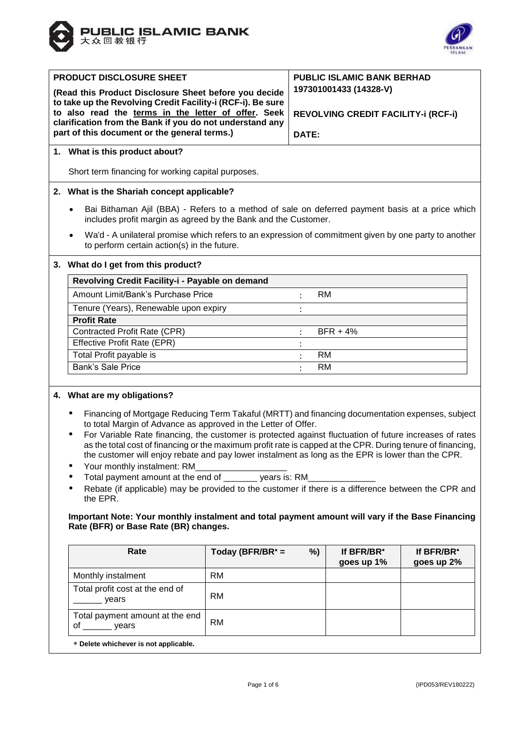PUBLIC ISLAMIC BANK
大众回教银行

| PRODUCT DISCLOSURE SHEET | PUBLIC ISLAMIC BANK BERHAD 197301001433 (14328-V) |
|---|---|
| **(Read this Product Disclosure Sheet before you decide to take up the Revolving Credit Facility-i (RCF-i). Be sure to also read the <u>terms in the letter of offer</u>. Seek clarification from the Bank if you do not understand any part of this document or the general terms.)** | **REVOLVING CREDIT FACILITY-i (RCF-i)** <br> **DATE:** |

## 1. What is this product about?

Short term financing for working capital purposes.

## 2. What is the Shariah concept applicable?

- Bai Bithaman Ajil (BBA) - Refers to a method of sale on deferred payment basis at a price which includes profit margin as agreed by the Bank and the Customer.
- Wa'd - A unilateral promise which refers to an expression of commitment given by one party to another to perform certain action(s) in the future.

## 3. What do I get from this product?

| Revolving Credit Facility-i - Payable on demand | | |
|---|---|---|
| Amount Limit/Bank's Purchase Price | : | RM |
| Tenure (Years), Renewable upon expiry | : | |
| **Profit Rate** | | |
| Contracted Profit Rate (CPR) | : | BFR + 4% |
| Effective Profit Rate (EPR) | : | |
| Total Profit payable is | : | RM |
| Bank's Sale Price | : | RM |

## 4. What are my obligations?

- Financing of Mortgage Reducing Term Takaful (MRTT) and financing documentation expenses, subject to total Margin of Advance as approved in the Letter of Offer.
- For Variable Rate financing, the customer is protected against fluctuation of future increases of rates as the total cost of financing or the maximum profit rate is capped at the CPR. During tenure of financing, the customer will enjoy rebate and pay lower instalment as long as the EPR is lower than the CPR.
- Your monthly instalment: RM___________________
- Total payment amount at the end of _______ years is: RM______________
- Rebate (if applicable) may be provided to the customer if there is a difference between the CPR and the EPR.

**Important Note: Your monthly instalment and total payment amount will vary if the Base Financing Rate (BFR) or Base Rate (BR) changes.**

| Rate | Today (BFR/BR* = %) | If BFR/BR* goes up 1% | If BFR/BR* goes up 2% |
|---|---|---|---|
| Monthly instalment | RM | | |
| Total profit cost at the end of ______ years | RM | | |
| Total payment amount at the end of ______ years | RM | | |

* **Delete whichever is not applicable.**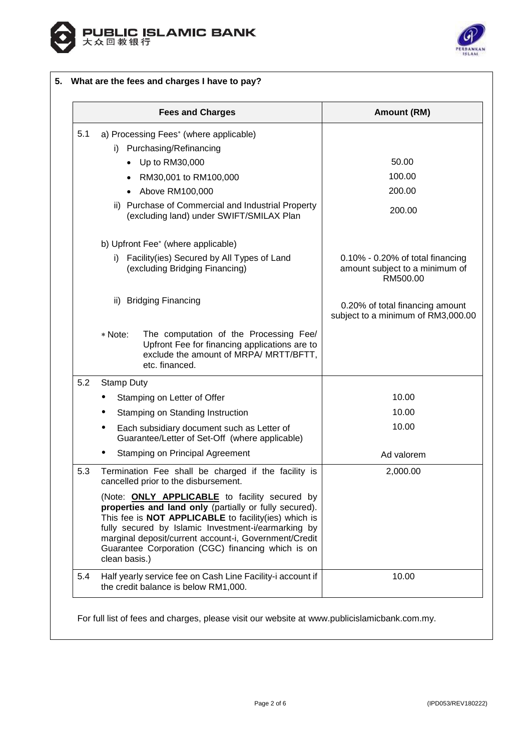## 5. What are the fees and charges I have to pay?

| | Fees and Charges | Amount (RM) |
|---|---|---|
| 5.1 | a) Processing Fees* (where applicable) | |
| | i) Purchasing/Refinancing | |
| | • Up to RM30,000 | 50.00 |
| | • RM30,001 to RM100,000 | 100.00 |
| | • Above RM100,000 | 200.00 |
| | ii) Purchase of Commercial and Industrial Property (excluding land) under SWIFT/SMILAX Plan | 200.00 |
| | b) Upfront Fee* (where applicable) | |
| | i) Facility(ies) Secured by All Types of Land (excluding Bridging Financing) | 0.10% - 0.20% of total financing amount subject to a minimum of RM500.00 |
| | ii) Bridging Financing | 0.20% of total financing amount subject to a minimum of RM3,000.00 |
| | * Note: The computation of the Processing Fee/ Upfront Fee for financing applications are to exclude the amount of MRPA/ MRTT/BFTT, etc. financed. | |
| 5.2 | Stamp Duty | |
| | • Stamping on Letter of Offer | 10.00 |
| | • Stamping on Standing Instruction | 10.00 |
| | • Each subsidiary document such as Letter of Guarantee/Letter of Set-Off (where applicable) | 10.00 |
| | • Stamping on Principal Agreement | Ad valorem |
| 5.3 | Termination Fee shall be charged if the facility is cancelled prior to the disbursement.<br><br>(Note: **ONLY APPLICABLE** to facility secured by **properties and land only** (partially or fully secured). This fee is **NOT APPLICABLE** to facility(ies) which is fully secured by Islamic Investment-i/earmarking by marginal deposit/current account-i, Government/Credit Guarantee Corporation (CGC) financing which is on clean basis.) | 2,000.00 |
| 5.4 | Half yearly service fee on Cash Line Facility-i account if the credit balance is below RM1,000. | 10.00 |

For full list of fees and charges, please visit our website at www.publicislamicbank.com.my.

(IPD053/REV180222)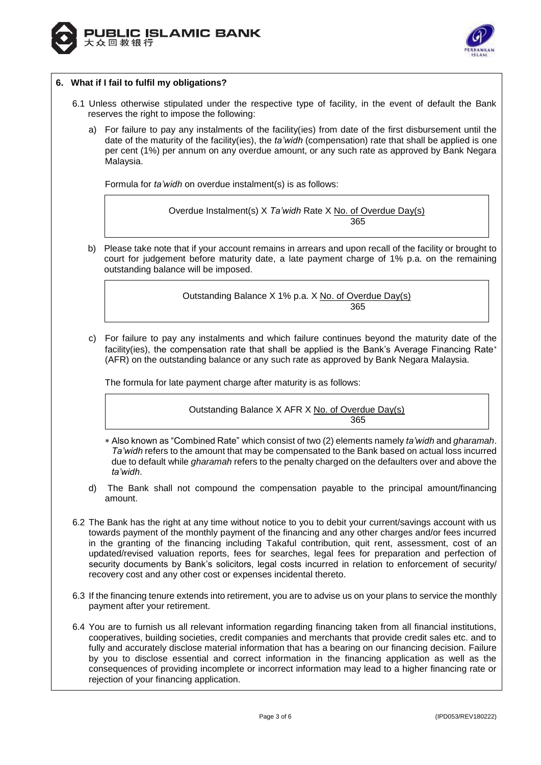## 6. What if I fail to fulfil my obligations?

6.1 Unless otherwise stipulated under the respective type of facility, in the event of default the Bank reserves the right to impose the following:

a) For failure to pay any instalments of the facility(ies) from date of the first disbursement until the date of the maturity of the facility(ies), the *ta'widh* (compensation) rate that shall be applied is one per cent (1%) per annum on any overdue amount, or any such rate as approved by Bank Negara Malaysia.

Formula for *ta'widh* on overdue instalment(s) is as follows:

$$\text{Overdue Instalment(s)} \times \textit{Ta'widh} \text{ Rate} \times \frac{\text{No. of Overdue Day(s)}}{365}$$

b) Please take note that if your account remains in arrears and upon recall of the facility or brought to court for judgement before maturity date, a late payment charge of 1% p.a. on the remaining outstanding balance will be imposed.

$$\text{Outstanding Balance} \times 1\% \text{ p.a.} \times \frac{\text{No. of Overdue Day(s)}}{365}$$

c) For failure to pay any instalments and which failure continues beyond the maturity date of the facility(ies), the compensation rate that shall be applied is the Bank's Average Financing Rate* (AFR) on the outstanding balance or any such rate as approved by Bank Negara Malaysia.

The formula for late payment charge after maturity is as follows:

$$\text{Outstanding Balance} \times \text{AFR} \times \frac{\text{No. of Overdue Day(s)}}{365}$$

\* Also known as "Combined Rate" which consist of two (2) elements namely *ta'widh* and *gharamah*. *Ta'widh* refers to the amount that may be compensated to the Bank based on actual loss incurred due to default while *gharamah* refers to the penalty charged on the defaulters over and above the *ta'widh*.

d) The Bank shall not compound the compensation payable to the principal amount/financing amount.

6.2 The Bank has the right at any time without notice to you to debit your current/savings account with us towards payment of the monthly payment of the financing and any other charges and/or fees incurred in the granting of the financing including Takaful contribution, quit rent, assessment, cost of an updated/revised valuation reports, fees for searches, legal fees for preparation and perfection of security documents by Bank's solicitors, legal costs incurred in relation to enforcement of security/ recovery cost and any other cost or expenses incidental thereto.

6.3 If the financing tenure extends into retirement, you are to advise us on your plans to service the monthly payment after your retirement.

6.4 You are to furnish us all relevant information regarding financing taken from all financial institutions, cooperatives, building societies, credit companies and merchants that provide credit sales etc. and to fully and accurately disclose material information that has a bearing on our financing decision. Failure by you to disclose essential and correct information in the financing application as well as the consequences of providing incomplete or incorrect information may lead to a higher financing rate or rejection of your financing application.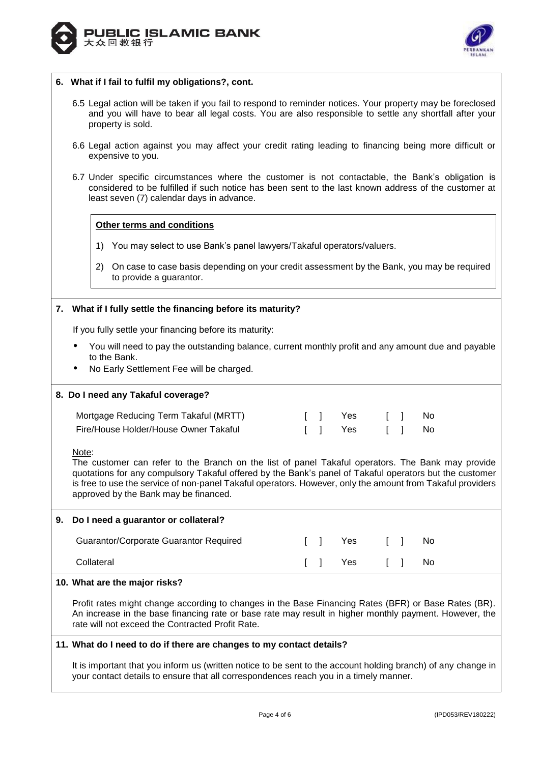## 6. What if I fail to fulfil my obligations?, cont.

6.5 Legal action will be taken if you fail to respond to reminder notices. Your property may be foreclosed and you will have to bear all legal costs. You are also responsible to settle any shortfall after your property is sold.

6.6 Legal action against you may affect your credit rating leading to financing being more difficult or expensive to you.

6.7 Under specific circumstances where the customer is not contactable, the Bank's obligation is considered to be fulfilled if such notice has been sent to the last known address of the customer at least seven (7) calendar days in advance.

**Other terms and conditions**

1) You may select to use Bank's panel lawyers/Takaful operators/valuers.

2) On case to case basis depending on your credit assessment by the Bank, you may be required to provide a guarantor.

## 7. What if I fully settle the financing before its maturity?

If you fully settle your financing before its maturity:

- You will need to pay the outstanding balance, current monthly profit and any amount due and payable to the Bank.
- No Early Settlement Fee will be charged.

## 8. Do I need any Takaful coverage?

| | | | | |
|---|---|---|---|---|
| Mortgage Reducing Term Takaful (MRTT) | [ ] | Yes | [ ] | No |
| Fire/House Holder/House Owner Takaful | [ ] | Yes | [ ] | No |

Note:
The customer can refer to the Branch on the list of panel Takaful operators. The Bank may provide quotations for any compulsory Takaful offered by the Bank's panel of Takaful operators but the customer is free to use the service of non-panel Takaful operators. However, only the amount from Takaful providers approved by the Bank may be financed.

## 9. Do I need a guarantor or collateral?

| | | | | |
|---|---|---|---|---|
| Guarantor/Corporate Guarantor Required | [ ] | Yes | [ ] | No |
| Collateral | [ ] | Yes | [ ] | No |

## 10. What are the major risks?

Profit rates might change according to changes in the Base Financing Rates (BFR) or Base Rates (BR). An increase in the base financing rate or base rate may result in higher monthly payment. However, the rate will not exceed the Contracted Profit Rate.

## 11. What do I need to do if there are changes to my contact details?

It is important that you inform us (written notice to be sent to the account holding branch) of any change in your contact details to ensure that all correspondences reach you in a timely manner.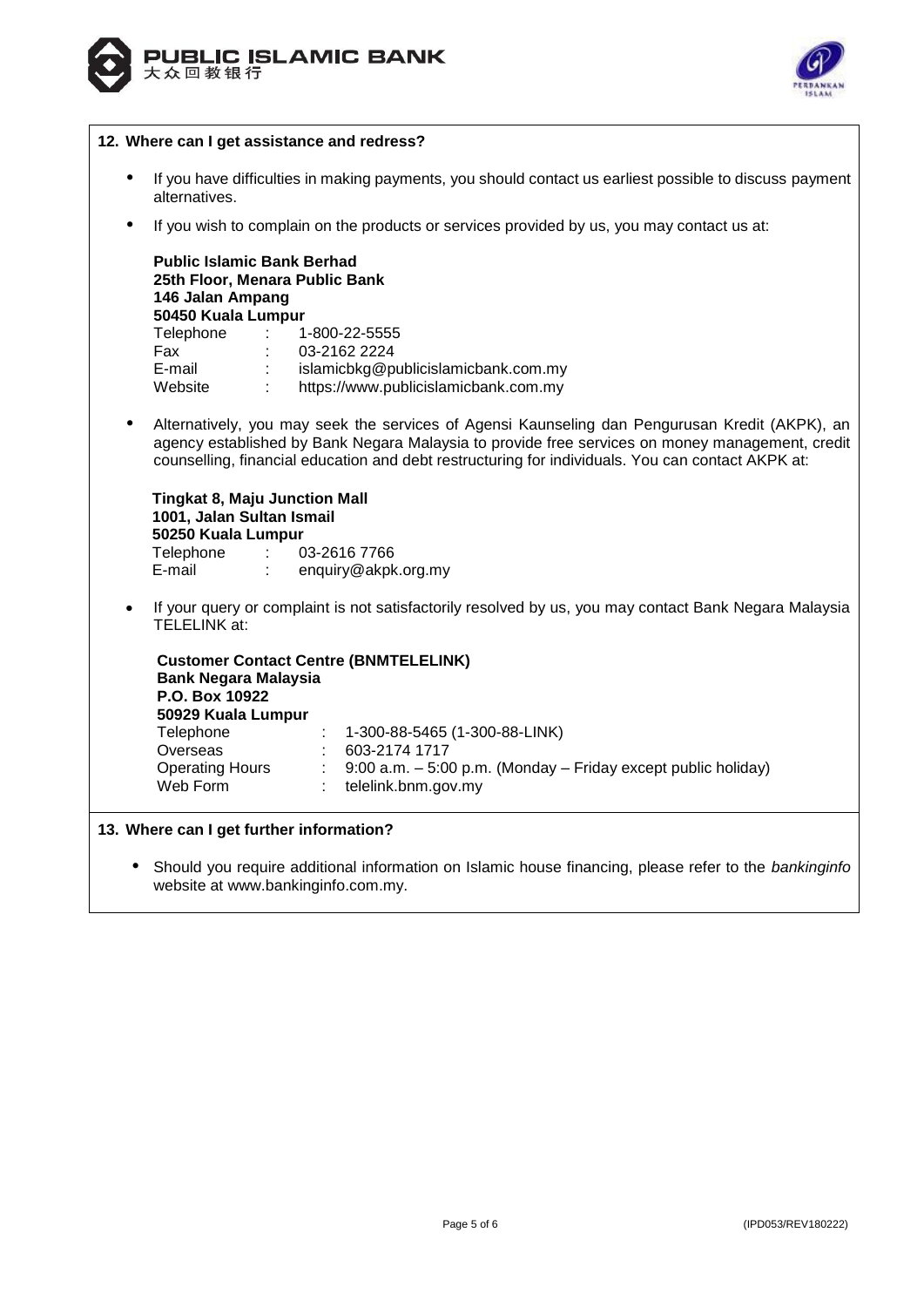## 12. Where can I get assistance and redress?

- If you have difficulties in making payments, you should contact us earliest possible to discuss payment alternatives.
- If you wish to complain on the products or services provided by us, you may contact us at:

  **Public Islamic Bank Berhad**
  **25th Floor, Menara Public Bank**
  **146 Jalan Ampang**
  **50450 Kuala Lumpur**
  Telephone : 1-800-22-5555
  Fax : 03-2162 2224
  E-mail : islamicbkg@publicislamicbank.com.my
  Website : https://www.publicislamicbank.com.my

- Alternatively, you may seek the services of Agensi Kaunseling dan Pengurusan Kredit (AKPK), an agency established by Bank Negara Malaysia to provide free services on money management, credit counselling, financial education and debt restructuring for individuals. You can contact AKPK at:

  **Tingkat 8, Maju Junction Mall**
  **1001, Jalan Sultan Ismail**
  **50250 Kuala Lumpur**
  Telephone : 03-2616 7766
  E-mail : enquiry@akpk.org.my

- If your query or complaint is not satisfactorily resolved by us, you may contact Bank Negara Malaysia TELELINK at:

  **Customer Contact Centre (BNMTELELINK)**
  **Bank Negara Malaysia**
  **P.O. Box 10922**
  **50929 Kuala Lumpur**
  Telephone : 1-300-88-5465 (1-300-88-LINK)
  Overseas : 603-2174 1717
  Operating Hours : 9:00 a.m. – 5:00 p.m. (Monday – Friday except public holiday)
  Web Form : telelink.bnm.gov.my

## 13. Where can I get further information?

- Should you require additional information on Islamic house financing, please refer to the *bankinginfo* website at www.bankinginfo.com.my.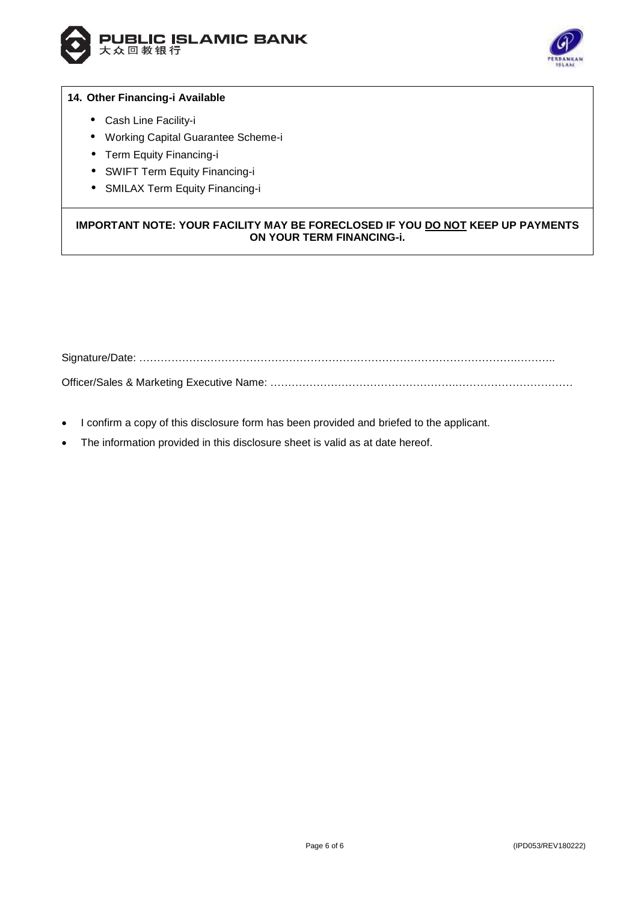### 14. Other Financing-i Available

- Cash Line Facility-i
- Working Capital Guarantee Scheme-i
- Term Equity Financing-i
- SWIFT Term Equity Financing-i
- SMILAX Term Equity Financing-i

**IMPORTANT NOTE: YOUR FACILITY MAY BE FORECLOSED IF YOU DO NOT KEEP UP PAYMENTS ON YOUR TERM FINANCING-i.**

Signature/Date: ………………………………………………………………………………………….………..

Officer/Sales & Marketing Executive Name: ……………………………………………..……………………………

- I confirm a copy of this disclosure form has been provided and briefed to the applicant.
- The information provided in this disclosure sheet is valid as at date hereof.

(IPD053/REV180222)